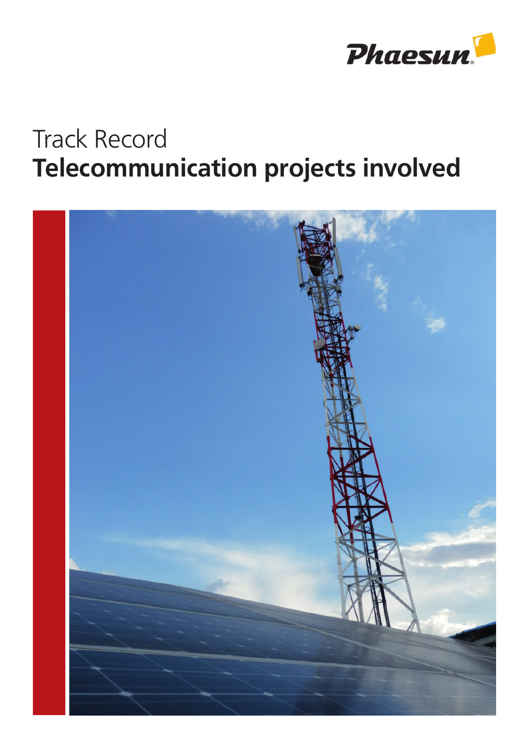Phaesun

# Track Record
# **Telecommunication projects involved**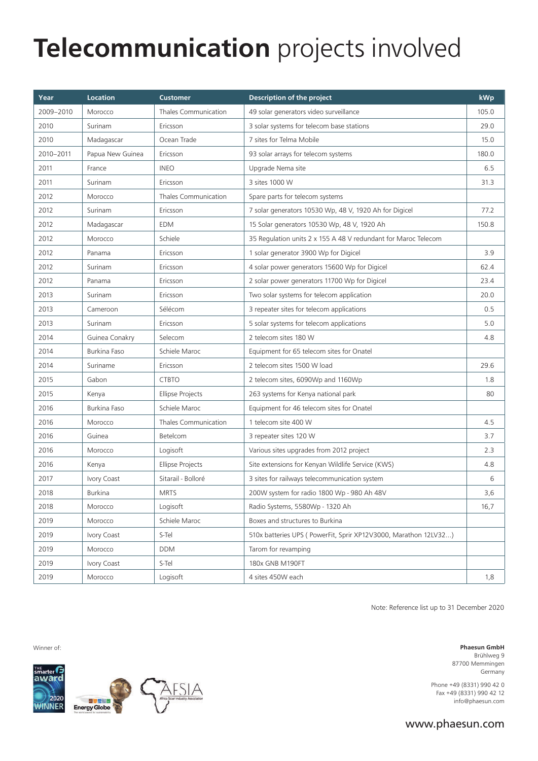# **Telecommunication** projects involved

| Year | Location | Customer | Description of the project | kWp |
|---|---|---|---|---|
| 2009–2010 | Morocco | Thales Communication | 49 solar generators video surveillance | 105.0 |
| 2010 | Surinam | Ericsson | 3 solar systems for telecom base stations | 29.0 |
| 2010 | Madagascar | Ocean Trade | 7 sites for Telma Mobile | 15.0 |
| 2010–2011 | Papua New Guinea | Ericsson | 93 solar arrays for telecom systems | 180.0 |
| 2011 | France | INEO | Upgrade Nema site | 6.5 |
| 2011 | Surinam | Ericsson | 3 sites 1000 W | 31.3 |
| 2012 | Morocco | Thales Communication | Spare parts for telecom systems | |
| 2012 | Surinam | Ericsson | 7 solar generators 10530 Wp, 48 V, 1920 Ah for Digicel | 77.2 |
| 2012 | Madagascar | EDM | 15 Solar generators 10530 Wp, 48 V, 1920 Ah | 150.8 |
| 2012 | Morocco | Schiele | 35 Regulation units 2 x 155 A 48 V redundant for Maroc Telecom | |
| 2012 | Panama | Ericsson | 1 solar generator 3900 Wp for Digicel | 3.9 |
| 2012 | Surinam | Ericsson | 4 solar power generators 15600 Wp for Digicel | 62.4 |
| 2012 | Panama | Ericsson | 2 solar power generators 11700 Wp for Digicel | 23.4 |
| 2013 | Surinam | Ericsson | Two solar systems for telecom application | 20.0 |
| 2013 | Cameroon | Sélécom | 3 repeater sites for telecom applications | 0.5 |
| 2013 | Surinam | Ericsson | 5 solar systems for telecom applications | 5.0 |
| 2014 | Guinea Conakry | Selecom | 2 telecom sites 180 W | 4.8 |
| 2014 | Burkina Faso | Schiele Maroc | Equipment for 65 telecom sites for Onatel | |
| 2014 | Suriname | Ericsson | 2 telecom sites 1500 W load | 29.6 |
| 2015 | Gabon | CTBTO | 2 telecom sites, 6090Wp and 1160Wp | 1.8 |
| 2015 | Kenya | Ellipse Projects | 263 systems for Kenya national park | 80 |
| 2016 | Burkina Faso | Schiele Maroc | Equipment for 46 telecom sites for Onatel | |
| 2016 | Morocco | Thales Communication | 1 telecom site 400 W | 4.5 |
| 2016 | Guinea | Betelcom | 3 repeater sites 120 W | 3.7 |
| 2016 | Morocco | Logisoft | Various sites upgrades from 2012 project | 2.3 |
| 2016 | Kenya | Ellipse Projects | Site extensions for Kenyan Wildlife Service (KWS) | 4.8 |
| 2017 | Ivory Coast | Sitarail - Bolloré | 3 sites for railways telecommunication system | 6 |
| 2018 | Burkina | MRTS | 200W system for radio 1800 Wp - 980 Ah 48V | 3,6 |
| 2018 | Morocco | Logisoft | Radio Systems, 5580Wp - 1320 Ah | 16,7 |
| 2019 | Morocco | Schiele Maroc | Boxes and structures to Burkina | |
| 2019 | Ivory Coast | S-Tel | 510x batteries UPS ( PowerFit, Sprir XP12V3000, Marathon 12LV32...) | |
| 2019 | Morocco | DDM | Tarom for revamping | |
| 2019 | Ivory Coast | S-Tel | 180x GNB M190FT | |
| 2019 | Morocco | Logisoft | 4 sites 450W each | 1,8 |

Note: Reference list up to 31 December 2020

Winner of:

**Phaesun GmbH**
Brühlweg 9
87700 Memmingen
Germany

Phone +49 (8331) 990 42 0
Fax +49 (8331) 990 42 12
info@phaesun.com

www.phaesun.com